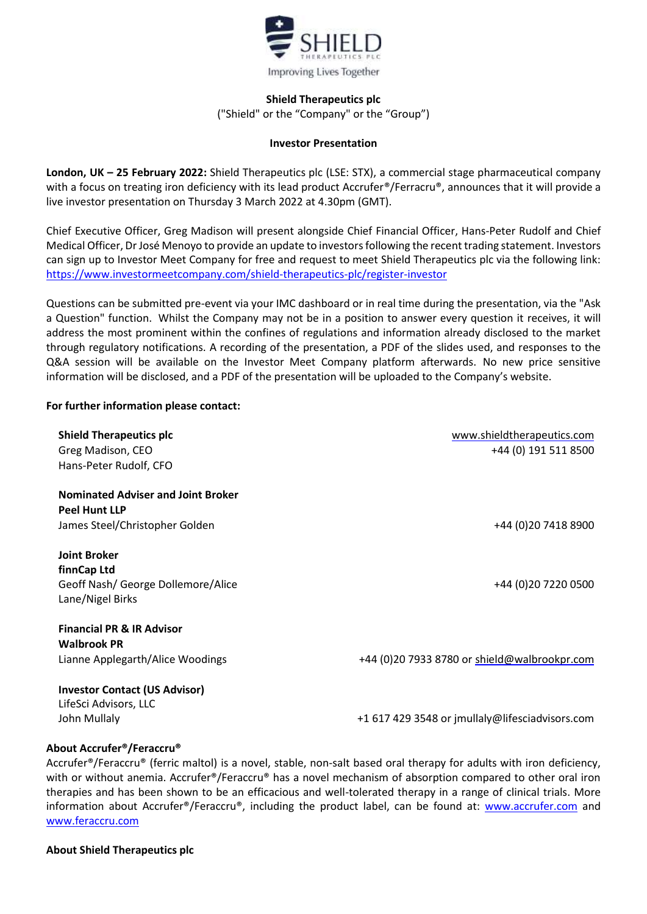**Shield Therapeutics plc**

("Shield" or the "Company" or the "Group")

**Investor Presentation**

**London, UK – 25 February 2022:** Shield Therapeutics plc (LSE: STX), a commercial stage pharmaceutical company with a focus on treating iron deficiency with its lead product Accrufer®/Ferracru®, announces that it will provide a live investor presentation on Thursday 3 March 2022 at 4.30pm (GMT).

Chief Executive Officer, Greg Madison will present alongside Chief Financial Officer, Hans-Peter Rudolf and Chief Medical Officer, Dr José Menoyo to provide an update to investors following the recent trading statement. Investors can sign up to Investor Meet Company for free and request to meet Shield Therapeutics plc via the following link: https://www.investormeetcompany.com/shield-therapeutics-plc/register-investor

Questions can be submitted pre-event via your IMC dashboard or in real time during the presentation, via the "Ask a Question" function. Whilst the Company may not be in a position to answer every question it receives, it will address the most prominent within the confines of regulations and information already disclosed to the market through regulatory notifications. A recording of the presentation, a PDF of the slides used, and responses to the Q&A session will be available on the Investor Meet Company platform afterwards. No new price sensitive information will be disclosed, and a PDF of the presentation will be uploaded to the Company's website.

**For further information please contact:**

| | |
|---|---|
| **Shield Therapeutics plc** | www.shieldtherapeutics.com |
| Greg Madison, CEO | +44 (0) 191 511 8500 |
| Hans-Peter Rudolf, CFO | |
| **Nominated Adviser and Joint Broker** | |
| **Peel Hunt LLP** | |
| James Steel/Christopher Golden | +44 (0)20 7418 8900 |
| **Joint Broker** | |
| **finnCap Ltd** | |
| Geoff Nash/ George Dollemore/Alice Lane/Nigel Birks | +44 (0)20 7220 0500 |
| **Financial PR & IR Advisor** | |
| **Walbrook PR** | |
| Lianne Applegarth/Alice Woodings | +44 (0)20 7933 8780 or shield@walbrookpr.com |
| **Investor Contact (US Advisor)** | |
| LifeSci Advisors, LLC | |
| John Mullaly | +1 617 429 3548 or jmullaly@lifesciadvisors.com |

**About Accrufer®/Feraccru®**

Accrufer®/Feraccru® (ferric maltol) is a novel, stable, non-salt based oral therapy for adults with iron deficiency, with or without anemia. Accrufer®/Feraccru® has a novel mechanism of absorption compared to other oral iron therapies and has been shown to be an efficacious and well-tolerated therapy in a range of clinical trials. More information about Accrufer®/Feraccru®, including the product label, can be found at: www.accrufer.com and www.feraccru.com

**About Shield Therapeutics plc**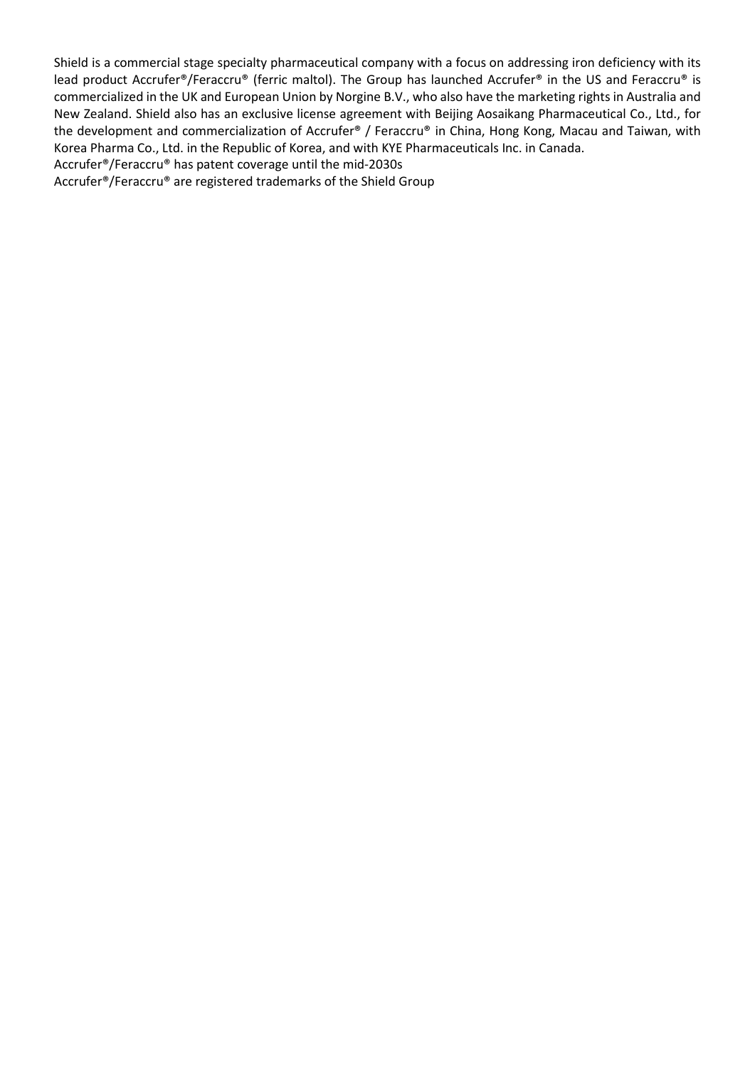Shield is a commercial stage specialty pharmaceutical company with a focus on addressing iron deficiency with its lead product Accrufer®/Feraccru® (ferric maltol). The Group has launched Accrufer® in the US and Feraccru® is commercialized in the UK and European Union by Norgine B.V., who also have the marketing rights in Australia and New Zealand. Shield also has an exclusive license agreement with Beijing Aosaikang Pharmaceutical Co., Ltd., for the development and commercialization of Accrufer® / Feraccru® in China, Hong Kong, Macau and Taiwan, with Korea Pharma Co., Ltd. in the Republic of Korea, and with KYE Pharmaceuticals Inc. in Canada.

Accrufer®/Feraccru® has patent coverage until the mid-2030s

Accrufer®/Feraccru® are registered trademarks of the Shield Group